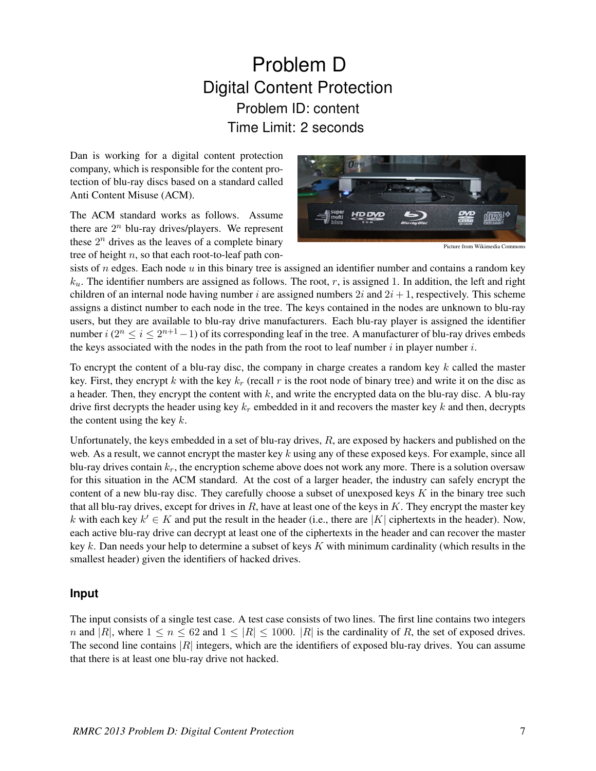# Problem D
## Digital Content Protection
### Problem ID: content
### Time Limit: 2 seconds

Dan is working for a digital content protection company, which is responsible for the content protection of blu-ray discs based on a standard called Anti Content Misuse (ACM).

Picture from Wikimedia Commons

The ACM standard works as follows. Assume there are $2^n$ blu-ray drives/players. We represent these $2^n$ drives as the leaves of a complete binary tree of height $n$, so that each root-to-leaf path consists of $n$ edges. Each node $u$ in this binary tree is assigned an identifier number and contains a random key $k_u$. The identifier numbers are assigned as follows. The root, $r$, is assigned 1. In addition, the left and right children of an internal node having number $i$ are assigned numbers $2i$ and $2i + 1$, respectively. This scheme assigns a distinct number to each node in the tree. The keys contained in the nodes are unknown to blu-ray users, but they are available to blu-ray drive manufacturers. Each blu-ray player is assigned the identifier number $i$ ($2^n \leq i \leq 2^{n+1} - 1$) of its corresponding leaf in the tree. A manufacturer of blu-ray drives embeds the keys associated with the nodes in the path from the root to leaf number $i$ in player number $i$.

To encrypt the content of a blu-ray disc, the company in charge creates a random key $k$ called the master key. First, they encrypt $k$ with the key $k_r$ (recall $r$ is the root node of binary tree) and write it on the disc as a header. Then, they encrypt the content with $k$, and write the encrypted data on the blu-ray disc. A blu-ray drive first decrypts the header using key $k_r$ embedded in it and recovers the master key $k$ and then, decrypts the content using the key $k$.

Unfortunately, the keys embedded in a set of blu-ray drives, $R$, are exposed by hackers and published on the web. As a result, we cannot encrypt the master key $k$ using any of these exposed keys. For example, since all blu-ray drives contain $k_r$, the encryption scheme above does not work any more. There is a solution oversaw for this situation in the ACM standard. At the cost of a larger header, the industry can safely encrypt the content of a new blu-ray disc. They carefully choose a subset of unexposed keys $K$ in the binary tree such that all blu-ray drives, except for drives in $R$, have at least one of the keys in $K$. They encrypt the master key $k$ with each key $k' \in K$ and put the result in the header (i.e., there are $|K|$ ciphertexts in the header). Now, each active blu-ray drive can decrypt at least one of the ciphertexts in the header and can recover the master key $k$. Dan needs your help to determine a subset of keys $K$ with minimum cardinality (which results in the smallest header) given the identifiers of hacked drives.

### Input

The input consists of a single test case. A test case consists of two lines. The first line contains two integers $n$ and $|R|$, where $1 \leq n \leq 62$ and $1 \leq |R| \leq 1000$. $|R|$ is the cardinality of $R$, the set of exposed drives. The second line contains $|R|$ integers, which are the identifiers of exposed blu-ray drives. You can assume that there is at least one blu-ray drive not hacked.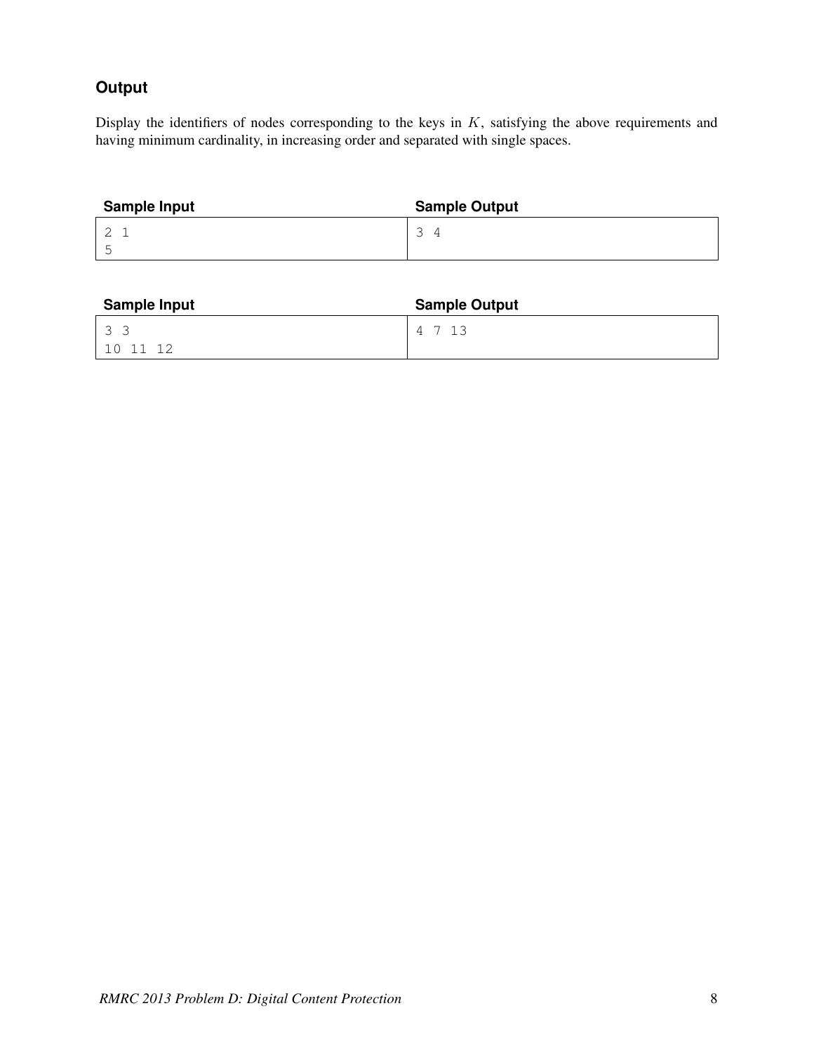## Output

Display the identifiers of nodes corresponding to the keys in $K$, satisfying the above requirements and having minimum cardinality, in increasing order and separated with single spaces.

| Sample Input | Sample Output |
|---|---|
| 2 1<br>5 | 3 4 |

| Sample Input | Sample Output |
|---|---|
| 3 3<br>10 11 12 | 4 7 13 |